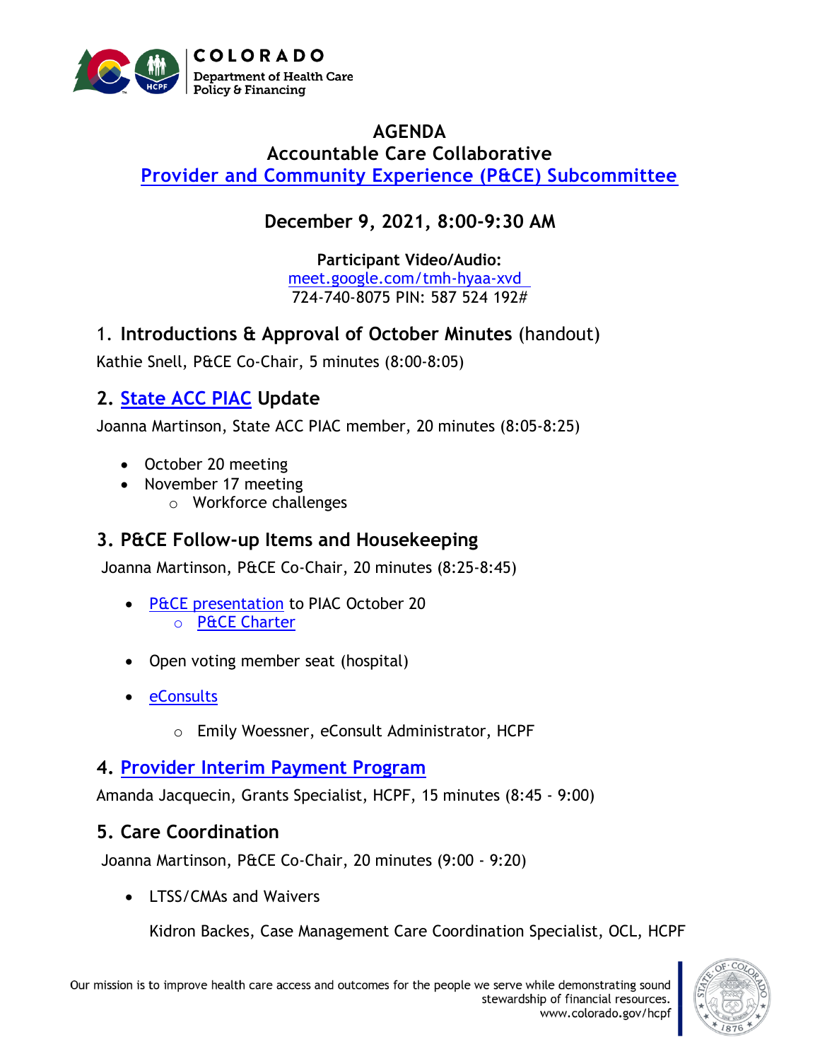COLORADO
Department of Health Care Policy & Financing

# AGENDA
## Accountable Care Collaborative
## Provider and Community Experience (P&CE) Subcommittee

### December 9, 2021, 8:00-9:30 AM

**Participant Video/Audio:**
meet.google.com/tmh-hyaa-xvd
724-740-8075 PIN: 587 524 192#

## 1. Introductions & Approval of October Minutes (handout)

Kathie Snell, P&CE Co-Chair, 5 minutes (8:00-8:05)

## 2. State ACC PIAC Update

Joanna Martinson, State ACC PIAC member, 20 minutes (8:05-8:25)

- October 20 meeting
- November 17 meeting
  - Workforce challenges

## 3. P&CE Follow-up Items and Housekeeping

Joanna Martinson, P&CE Co-Chair, 20 minutes (8:25-8:45)

- P&CE presentation to PIAC October 20
  - P&CE Charter
- Open voting member seat (hospital)
- eConsults
  - Emily Woessner, eConsult Administrator, HCPF

## 4. Provider Interim Payment Program

Amanda Jacquecin, Grants Specialist, HCPF, 15 minutes (8:45 - 9:00)

## 5. Care Coordination

Joanna Martinson, P&CE Co-Chair, 20 minutes (9:00 - 9:20)

- LTSS/CMAs and Waivers

  Kidron Backes, Case Management Care Coordination Specialist, OCL, HCPF

Our mission is to improve health care access and outcomes for the people we serve while demonstrating sound stewardship of financial resources.
www.colorado.gov/hcpf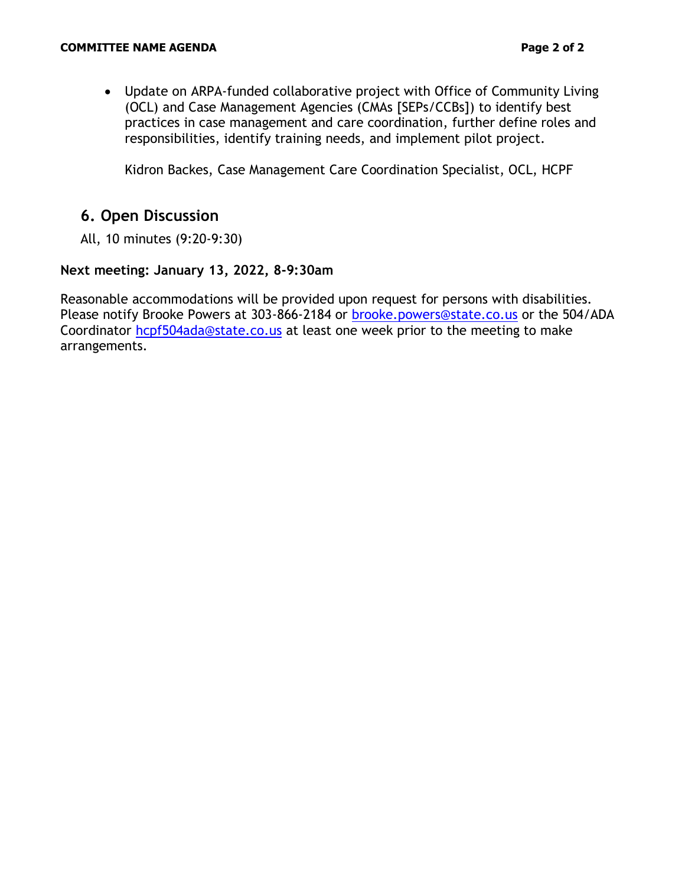- Update on ARPA-funded collaborative project with Office of Community Living (OCL) and Case Management Agencies (CMAs [SEPs/CCBs]) to identify best practices in case management and care coordination, further define roles and responsibilities, identify training needs, and implement pilot project.

  Kidron Backes, Case Management Care Coordination Specialist, OCL, HCPF

## 6. Open Discussion

All, 10 minutes (9:20-9:30)

**Next meeting: January 13, 2022, 8-9:30am**

Reasonable accommodations will be provided upon request for persons with disabilities. Please notify Brooke Powers at 303-866-2184 or brooke.powers@state.co.us or the 504/ADA Coordinator hcpf504ada@state.co.us at least one week prior to the meeting to make arrangements.